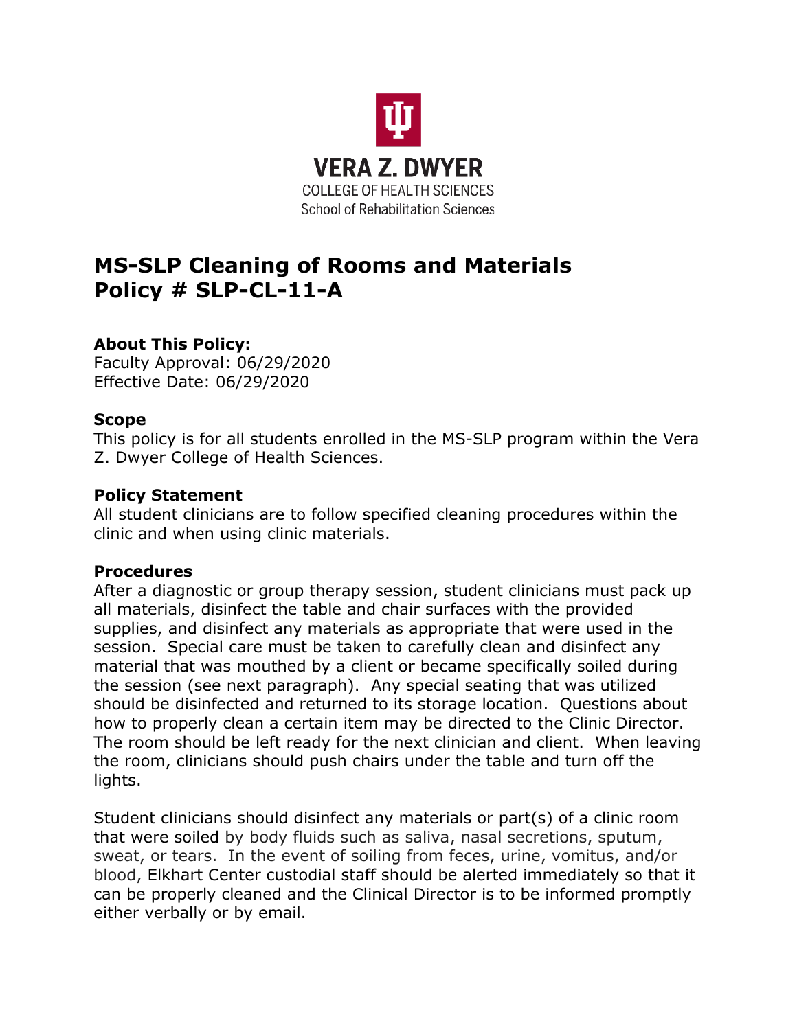VERA Z. DWYER
COLLEGE OF HEALTH SCIENCES
School of Rehabilitation Sciences

# MS-SLP Cleaning of Rooms and Materials
# Policy # SLP-CL-11-A

### About This Policy:

Faculty Approval: 06/29/2020
Effective Date: 06/29/2020

### Scope

This policy is for all students enrolled in the MS-SLP program within the Vera Z. Dwyer College of Health Sciences.

### Policy Statement

All student clinicians are to follow specified cleaning procedures within the clinic and when using clinic materials.

### Procedures

After a diagnostic or group therapy session, student clinicians must pack up all materials, disinfect the table and chair surfaces with the provided supplies, and disinfect any materials as appropriate that were used in the session. Special care must be taken to carefully clean and disinfect any material that was mouthed by a client or became specifically soiled during the session (see next paragraph). Any special seating that was utilized should be disinfected and returned to its storage location. Questions about how to properly clean a certain item may be directed to the Clinic Director. The room should be left ready for the next clinician and client. When leaving the room, clinicians should push chairs under the table and turn off the lights.

Student clinicians should disinfect any materials or part(s) of a clinic room that were soiled by body fluids such as saliva, nasal secretions, sputum, sweat, or tears. In the event of soiling from feces, urine, vomitus, and/or blood, Elkhart Center custodial staff should be alerted immediately so that it can be properly cleaned and the Clinical Director is to be informed promptly either verbally or by email.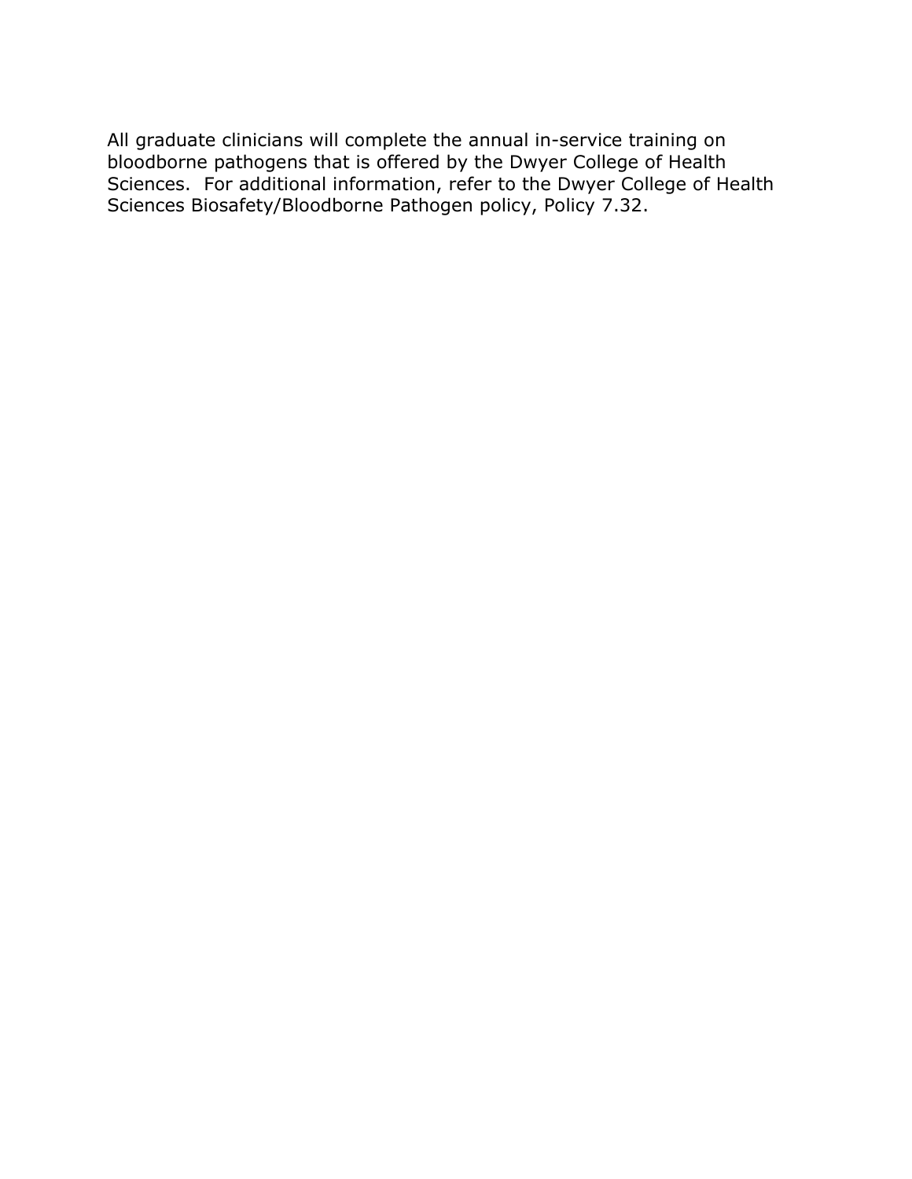All graduate clinicians will complete the annual in-service training on bloodborne pathogens that is offered by the Dwyer College of Health Sciences. For additional information, refer to the Dwyer College of Health Sciences Biosafety/Bloodborne Pathogen policy, Policy 7.32.